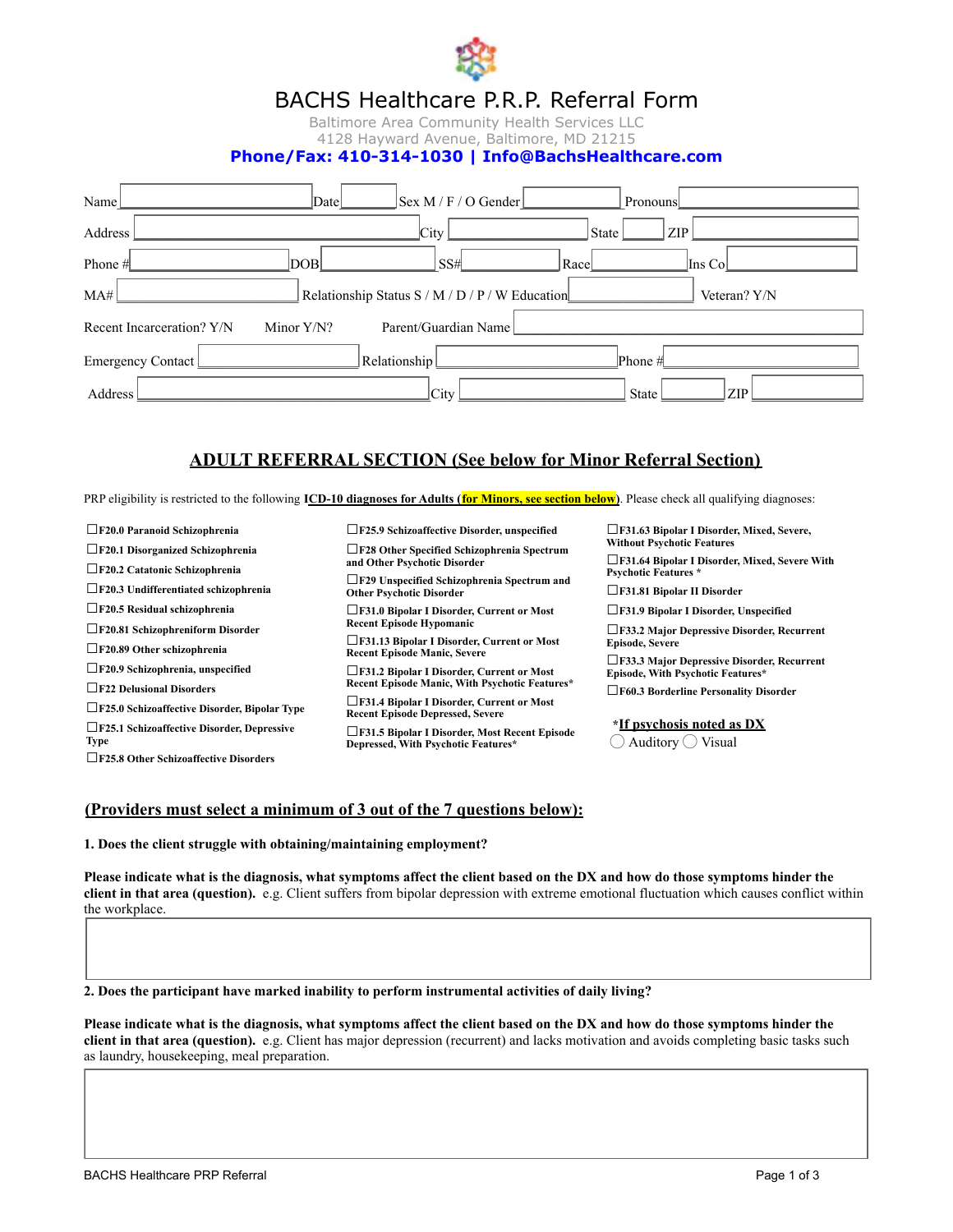# BACHS Healthcare P.R.P. Referral Form

Baltimore Area Community Health Services LLC
4128 Hayward Avenue, Baltimore, MD 21215
**Phone/Fax: 410-314-1030 | Info@BachsHealthcare.com**

Name ______ Date ______ Sex M / F / O Gender ______ Pronouns ______

Address ______ City ______ State ______ ZIP ______

Phone # ______ DOB ______ SS# ______ Race ______ Ins Co ______

MA# ______ Relationship Status S / M / D / P / W Education ______ Veteran? Y/N

Recent Incarceration? Y/N Minor Y/N? Parent/Guardian Name ______

Emergency Contact ______ Relationship ______ Phone # ______

Address ______ City ______ State ______ ZIP ______

## ADULT REFERRAL SECTION (See below for Minor Referral Section)

PRP eligibility is restricted to the following **ICD-10 diagnoses for Adults (for Minors, see section below)**. Please check all qualifying diagnoses:

- ☐ **F20.0 Paranoid Schizophrenia**
- ☐ **F20.1 Disorganized Schizophrenia**
- ☐ **F20.2 Catatonic Schizophrenia**
- ☐ **F20.3 Undifferentiated schizophrenia**
- ☐ **F20.5 Residual schizophrenia**
- ☐ **F20.81 Schizophreniform Disorder**
- ☐ **F20.89 Other schizophrenia**
- ☐ **F20.9 Schizophrenia, unspecified**
- ☐ **F22 Delusional Disorders**
- ☐ **F25.0 Schizoaffective Disorder, Bipolar Type**
- ☐ **F25.1 Schizoaffective Disorder, Depressive Type**
- ☐ **F25.8 Other Schizoaffective Disorders**
- ☐ **F25.9 Schizoaffective Disorder, unspecified**
- ☐ **F28 Other Specified Schizophrenia Spectrum and Other Psychotic Disorder**
- ☐ **F29 Unspecified Schizophrenia Spectrum and Other Psychotic Disorder**
- ☐ **F31.0 Bipolar I Disorder, Current or Most Recent Episode Hypomanic**
- ☐ **F31.13 Bipolar I Disorder, Current or Most Recent Episode Manic, Severe**
- ☐ **F31.2 Bipolar I Disorder, Current or Most Recent Episode Manic, With Psychotic Features***
- ☐ **F31.4 Bipolar I Disorder, Current or Most Recent Episode Depressed, Severe**
- ☐ **F31.5 Bipolar I Disorder, Most Recent Episode Depressed, With Psychotic Features***
- ☐ **F31.63 Bipolar I Disorder, Mixed, Severe, Without Psychotic Features**
- ☐ **F31.64 Bipolar I Disorder, Mixed, Severe With Psychotic Features ***
- ☐ **F31.81 Bipolar II Disorder**
- ☐ **F31.9 Bipolar I Disorder, Unspecified**
- ☐ **F33.2 Major Depressive Disorder, Recurrent Episode, Severe**
- ☐ **F33.3 Major Depressive Disorder, Recurrent Episode, With Psychotic Features***
- ☐ **F60.3 Borderline Personality Disorder**

***If psychosis noted as DX**
◯ Auditory ◯ Visual

## (Providers must select a minimum of 3 out of the 7 questions below):

**1. Does the client struggle with obtaining/maintaining employment?**

**Please indicate what is the diagnosis, what symptoms affect the client based on the DX and how do those symptoms hinder the client in that area (question).** e.g. Client suffers from bipolar depression with extreme emotional fluctuation which causes conflict within the workplace.

______

**2. Does the participant have marked inability to perform instrumental activities of daily living?**

**Please indicate what is the diagnosis, what symptoms affect the client based on the DX and how do those symptoms hinder the client in that area (question).** e.g. Client has major depression (recurrent) and lacks motivation and avoids completing basic tasks such as laundry, housekeeping, meal preparation.

______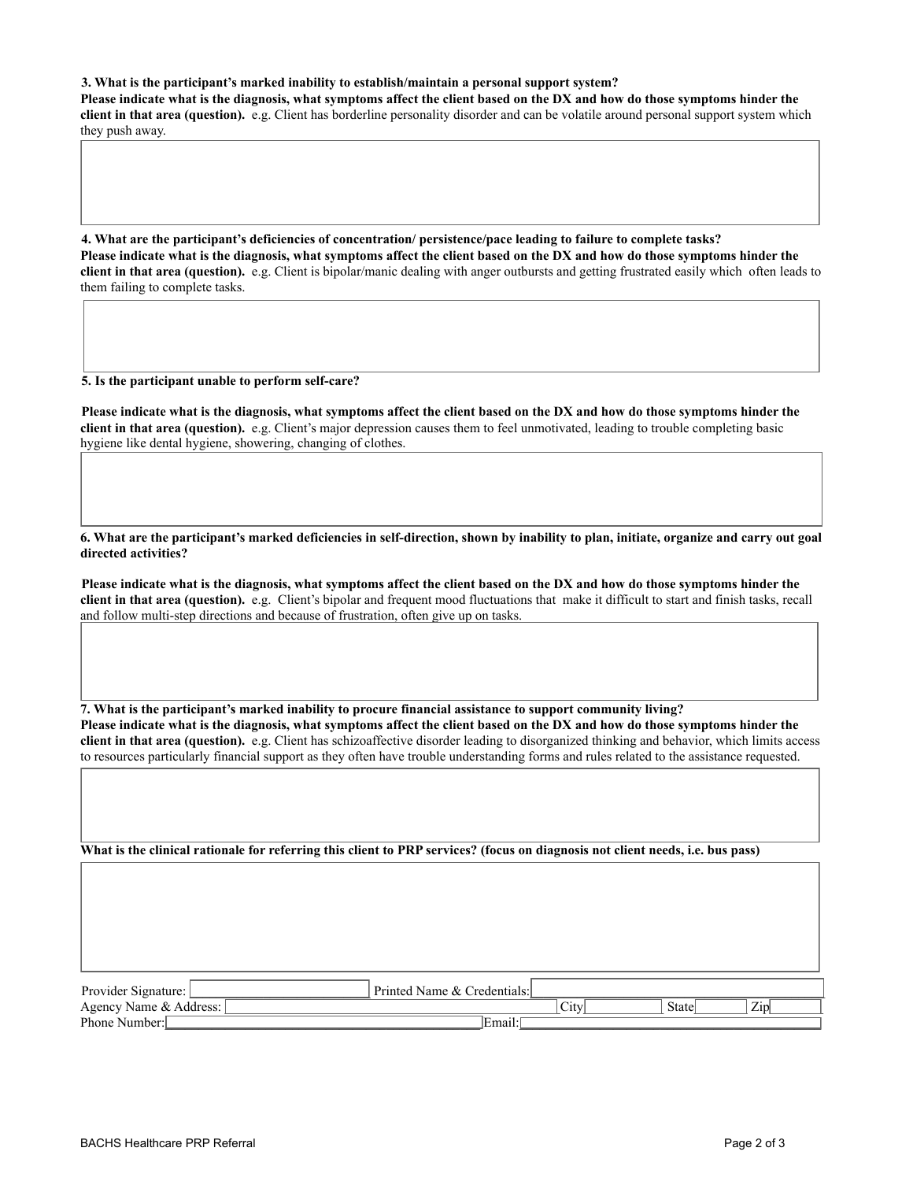**3. What is the participant's marked inability to establish/maintain a personal support system?**
**Please indicate what is the diagnosis, what symptoms affect the client based on the DX and how do those symptoms hinder the client in that area (question).** e.g. Client has borderline personality disorder and can be volatile around personal support system which they push away.

**4. What are the participant's deficiencies of concentration/ persistence/pace leading to failure to complete tasks?**
**Please indicate what is the diagnosis, what symptoms affect the client based on the DX and how do those symptoms hinder the client in that area (question).** e.g. Client is bipolar/manic dealing with anger outbursts and getting frustrated easily which often leads to them failing to complete tasks.

**5. Is the participant unable to perform self-care?**

**Please indicate what is the diagnosis, what symptoms affect the client based on the DX and how do those symptoms hinder the client in that area (question).** e.g. Client's major depression causes them to feel unmotivated, leading to trouble completing basic hygiene like dental hygiene, showering, changing of clothes.

**6. What are the participant's marked deficiencies in self-direction, shown by inability to plan, initiate, organize and carry out goal directed activities?**

**Please indicate what is the diagnosis, what symptoms affect the client based on the DX and how do those symptoms hinder the client in that area (question).** e.g. Client's bipolar and frequent mood fluctuations that make it difficult to start and finish tasks, recall and follow multi-step directions and because of frustration, often give up on tasks.

**7. What is the participant's marked inability to procure financial assistance to support community living?**
**Please indicate what is the diagnosis, what symptoms affect the client based on the DX and how do those symptoms hinder the client in that area (question).** e.g. Client has schizoaffective disorder leading to disorganized thinking and behavior, which limits access to resources particularly financial support as they often have trouble understanding forms and rules related to the assistance requested.

**What is the clinical rationale for referring this client to PRP services? (focus on diagnosis not client needs, i.e. bus pass)**

Provider Signature: ______________ Printed Name & Credentials: ______________

Agency Name & Address: ______________ City ______ State ______ Zip ______

Phone Number: ______________ Email: ______________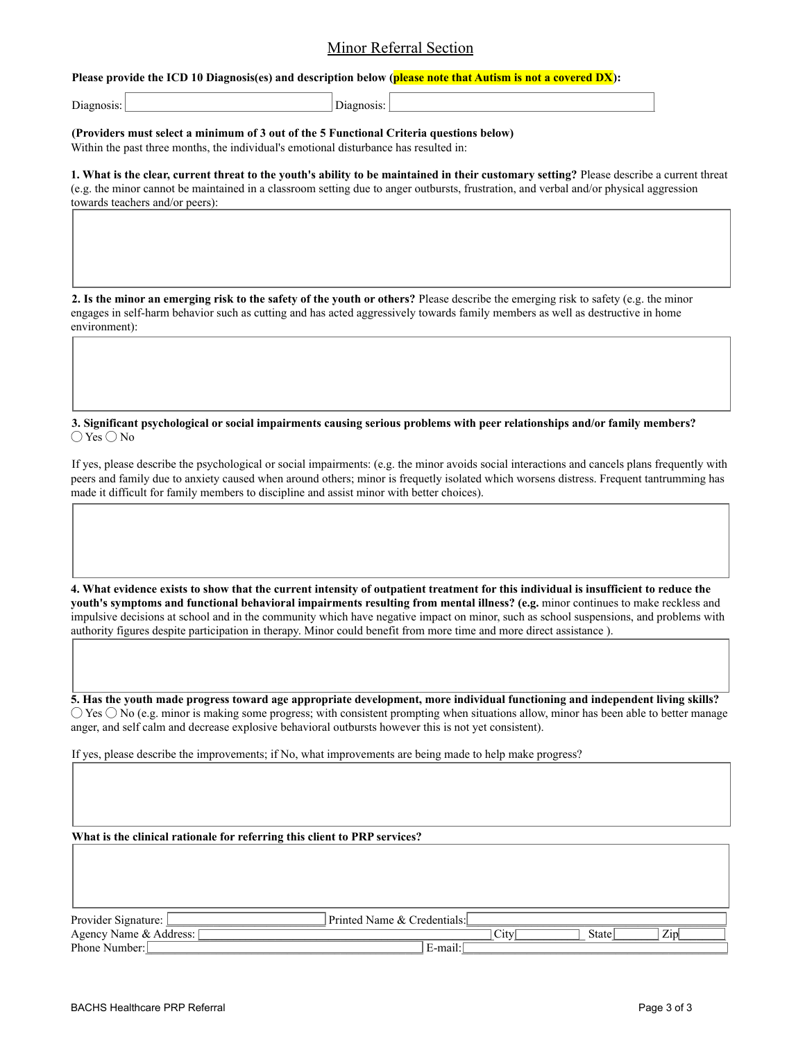## Minor Referral Section

**Please provide the ICD 10 Diagnosis(es) and description below (please note that Autism is not a covered DX):**

Diagnosis: ______________________ Diagnosis: ______________________

**(Providers must select a minimum of 3 out of the 5 Functional Criteria questions below)**
Within the past three months, the individual's emotional disturbance has resulted in:

**1. What is the clear, current threat to the youth's ability to be maintained in their customary setting?** Please describe a current threat (e.g. the minor cannot be maintained in a classroom setting due to anger outbursts, frustration, and verbal and/or physical aggression towards teachers and/or peers):

**2. Is the minor an emerging risk to the safety of the youth or others?** Please describe the emerging risk to safety (e.g. the minor engages in self-harm behavior such as cutting and has acted aggressively towards family members as well as destructive in home environment):

**3. Significant psychological or social impairments causing serious problems with peer relationships and/or family members?**
◯ Yes ◯ No

If yes, please describe the psychological or social impairments: (e.g. the minor avoids social interactions and cancels plans frequently with peers and family due to anxiety caused when around others; minor is frequetly isolated which worsens distress. Frequent tantrumming has made it difficult for family members to discipline and assist minor with better choices).

**4. What evidence exists to show that the current intensity of outpatient treatment for this individual is insufficient to reduce the youth's symptoms and functional behavioral impairments resulting from mental illness? (e.g.** minor continues to make reckless and impulsive decisions at school and in the community which have negative impact on minor, such as school suspensions, and problems with authority figures despite participation in therapy. Minor could benefit from more time and more direct assistance ).

**5. Has the youth made progress toward age appropriate development, more individual functioning and independent living skills?**
◯ Yes ◯ No (e.g. minor is making some progress; with consistent prompting when situations allow, minor has been able to better manage anger, and self calm and decrease explosive behavioral outbursts however this is not yet consistent).

If yes, please describe the improvements; if No, what improvements are being made to help make progress?

**What is the clinical rationale for referring this client to PRP services?**

Provider Signature: ______________________ Printed Name & Credentials: ______________________
Agency Name & Address: ______________________ City ________ State ________ Zip ________
Phone Number: ______________________ E-mail: ______________________